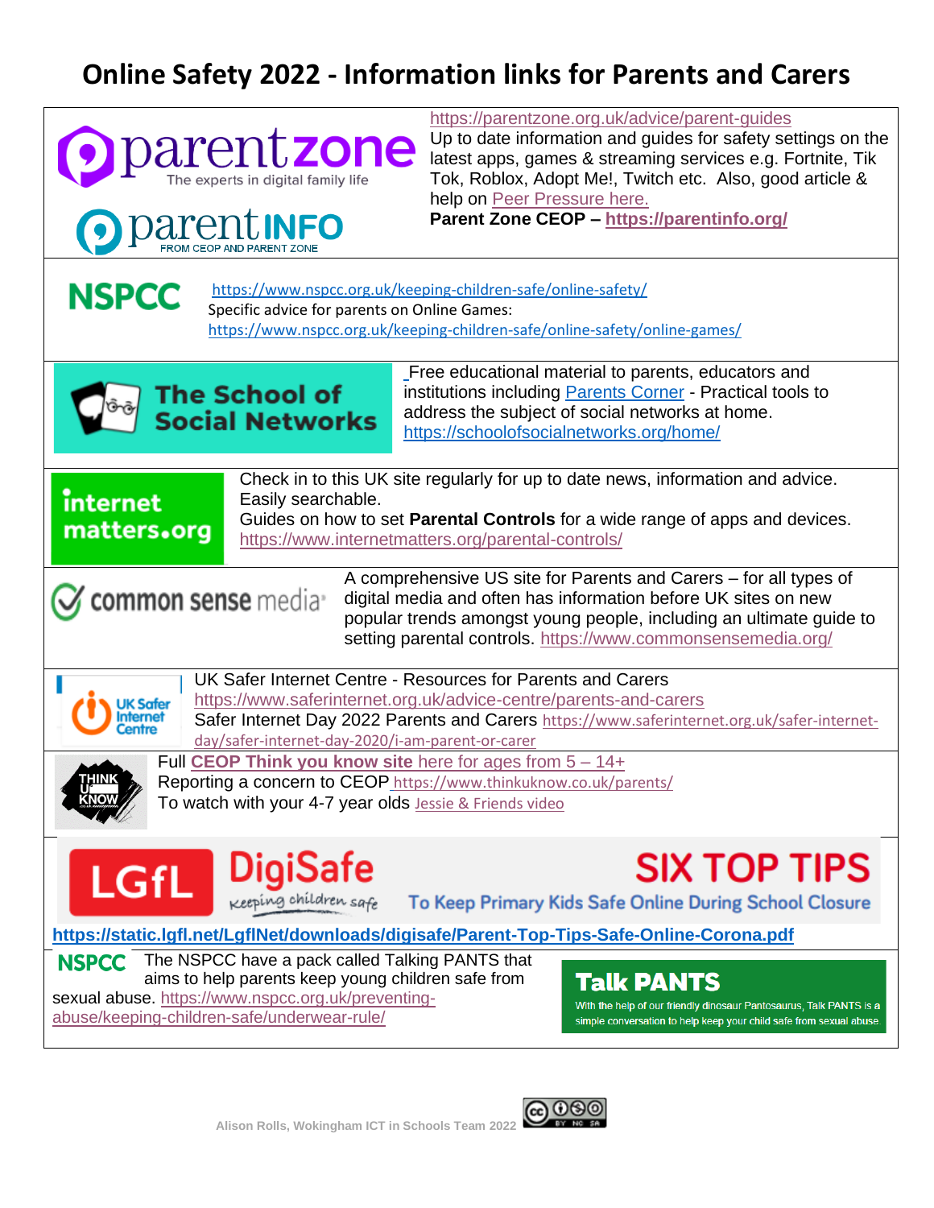# Online Safety 2022 - Information links for Parents and Carers

**parentzone** The experts in digital family life

**parentINFO** FROM CEOP AND PARENT ZONE

https://parentzone.org.uk/advice/parent-guides
Up to date information and guides for safety settings on the latest apps, games & streaming services e.g. Fortnite, Tik Tok, Roblox, Adopt Me!, Twitch etc. Also, good article & help on Peer Pressure here.
**Parent Zone CEOP – https://parentinfo.org/**

---

**NSPCC**

https://www.nspcc.org.uk/keeping-children-safe/online-safety/
Specific advice for parents on Online Games:
https://www.nspcc.org.uk/keeping-children-safe/online-safety/online-games/

---

**The School of Social Networks**

Free educational material to parents, educators and institutions including Parents Corner - Practical tools to address the subject of social networks at home.
https://schoolofsocialnetworks.org/home/

---

**internet matters.org**

Check in to this UK site regularly for up to date news, information and advice. Easily searchable.
Guides on how to set **Parental Controls** for a wide range of apps and devices.
https://www.internetmatters.org/parental-controls/

---

**common sense media**

A comprehensive US site for Parents and Carers – for all types of digital media and often has information before UK sites on new popular trends amongst young people, including an ultimate guide to setting parental controls. https://www.commonsensemedia.org/

---

**UK Safer Internet Centre**

UK Safer Internet Centre - Resources for Parents and Carers
https://www.saferinternet.org.uk/advice-centre/parents-and-carers
Safer Internet Day 2022 Parents and Carers https://www.saferinternet.org.uk/safer-internet-day/safer-internet-day-2020/i-am-parent-or-carer

---

**THINK U KNOW**

Full **CEOP Think you know site** here for ages from 5 – 14+
Reporting a concern to CEOP https://www.thinkuknow.co.uk/parents/
To watch with your 4-7 year olds Jessie & Friends video

---

**LGfL DigiSafe** *Keeping children safe*

**SIX TOP TIPS**
To Keep Primary Kids Safe Online During School Closure

**https://static.lgfl.net/LgflNet/downloads/digisafe/Parent-Top-Tips-Safe-Online-Corona.pdf**

---

**NSPCC** The NSPCC have a pack called Talking PANTS that aims to help parents keep young children safe from sexual abuse. https://www.nspcc.org.uk/preventing-abuse/keeping-children-safe/underwear-rule/

**Talk PANTS**
With the help of our friendly dinosaur Pantosaurus, Talk PANTS is a simple conversation to help keep your child safe from sexual abuse.

Alison Rolls, Wokingham ICT in Schools Team 2022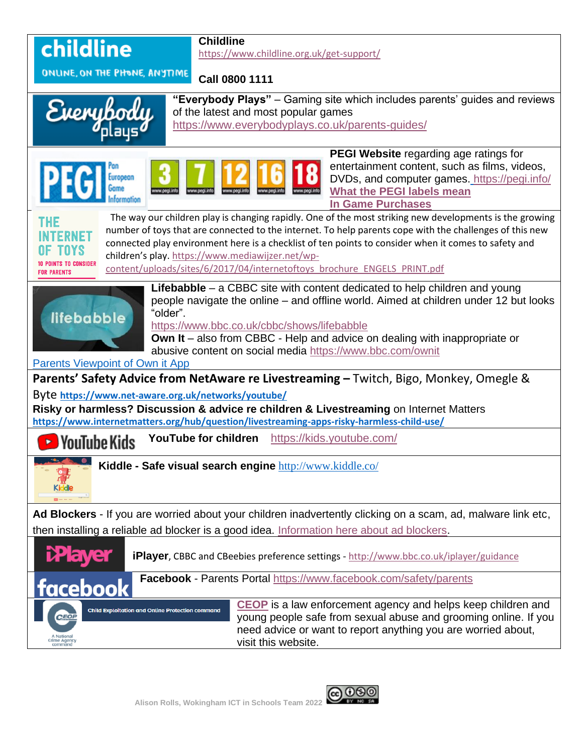**Childline**
https://www.childline.org.uk/get-support/

**Call 0800 1111**

**"Everybody Plays"** – Gaming site which includes parents' guides and reviews of the latest and most popular games
https://www.everybodyplays.co.uk/parents-guides/

**PEGI Website** regarding age ratings for entertainment content, such as films, videos, DVDs, and computer games. https://pegi.info/
**What the PEGI labels mean**
**In Game Purchases**

The way our children play is changing rapidly. One of the most striking new developments is the growing number of toys that are connected to the internet. To help parents cope with the challenges of this new connected play environment here is a checklist of ten points to consider when it comes to safety and children's play. https://www.mediawijzer.net/wp-content/uploads/sites/6/2017/04/internetoftoys_brochure_ENGELS_PRINT.pdf

**Lifebabble** – a CBBC site with content dedicated to help children and young people navigate the online – and offline world. Aimed at children under 12 but looks "older".
https://www.bbc.co.uk/cbbc/shows/lifebabble
**Own It** – also from CBBC - Help and advice on dealing with inappropriate or abusive content on social media https://www.bbc.com/ownit
Parents Viewpoint of Own it App

**Parents' Safety Advice from NetAware re Livestreaming –** Twitch, Bigo, Monkey, Omegle & Byte **https://www.net-aware.org.uk/networks/youtube/**
**Risky or harmless? Discussion & advice re children & Livestreaming** on Internet Matters
**https://www.internetmatters.org/hub/question/livestreaming-apps-risky-harmless-child-use/**

**YouTube for children** https://kids.youtube.com/

**Kiddle - Safe visual search engine** http://www.kiddle.co/

**Ad Blockers** - If you are worried about your children inadvertently clicking on a scam, ad, malware link etc, then installing a reliable ad blocker is a good idea. Information here about ad blockers.

**iPlayer**, CBBC and CBeebies preference settings - http://www.bbc.co.uk/iplayer/guidance

**Facebook** - Parents Portal https://www.facebook.com/safety/parents

**CEOP** is a law enforcement agency and helps keep children and young people safe from sexual abuse and grooming online. If you need advice or want to report anything you are worried about, visit this website.

Alison Rolls, Wokingham ICT in Schools Team 2022